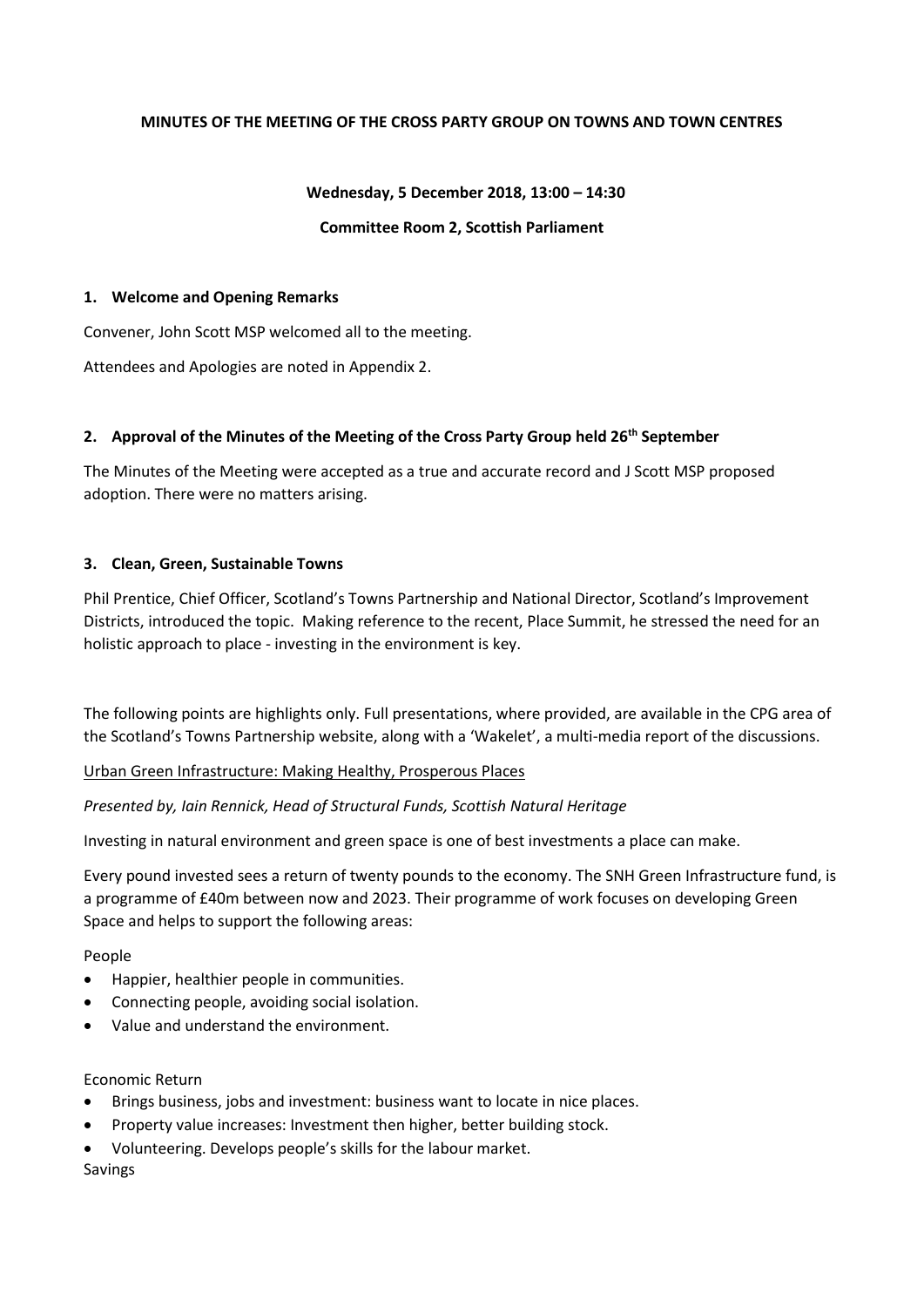# MINUTES OF THE MEETING OF THE CROSS PARTY GROUP ON TOWNS AND TOWN CENTRES

**Wednesday, 5 December 2018, 13:00 – 14:30**

**Committee Room 2, Scottish Parliament**

## 1. Welcome and Opening Remarks

Convener, John Scott MSP welcomed all to the meeting.

Attendees and Apologies are noted in Appendix 2.

## 2. Approval of the Minutes of the Meeting of the Cross Party Group held 26th September

The Minutes of the Meeting were accepted as a true and accurate record and J Scott MSP proposed adoption. There were no matters arising.

## 3. Clean, Green, Sustainable Towns

Phil Prentice, Chief Officer, Scotland's Towns Partnership and National Director, Scotland's Improvement Districts, introduced the topic. Making reference to the recent, Place Summit, he stressed the need for an holistic approach to place - investing in the environment is key.

The following points are highlights only. Full presentations, where provided, are available in the CPG area of the Scotland's Towns Partnership website, along with a 'Wakelet', a multi-media report of the discussions.

Urban Green Infrastructure: Making Healthy, Prosperous Places

*Presented by, Iain Rennick, Head of Structural Funds, Scottish Natural Heritage*

Investing in natural environment and green space is one of best investments a place can make.

Every pound invested sees a return of twenty pounds to the economy. The SNH Green Infrastructure fund, is a programme of £40m between now and 2023. Their programme of work focuses on developing Green Space and helps to support the following areas:

People

- Happier, healthier people in communities.
- Connecting people, avoiding social isolation.
- Value and understand the environment.

Economic Return

- Brings business, jobs and investment: business want to locate in nice places.
- Property value increases: Investment then higher, better building stock.
- Volunteering. Develops people's skills for the labour market.

Savings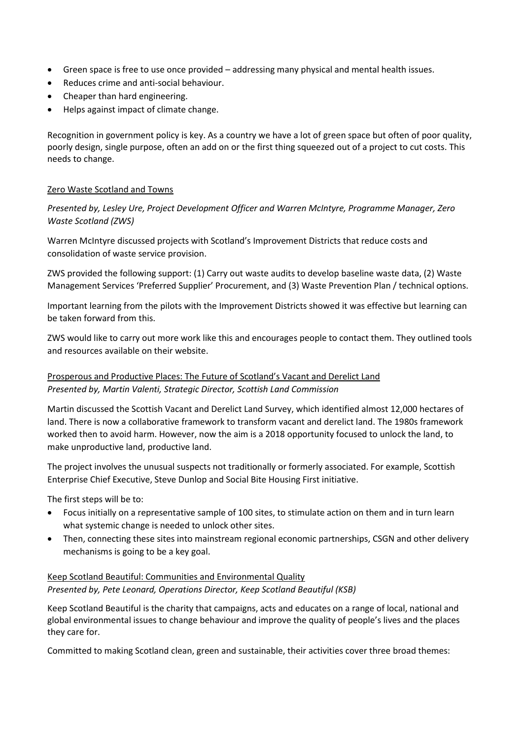- Green space is free to use once provided – addressing many physical and mental health issues.
- Reduces crime and anti-social behaviour.
- Cheaper than hard engineering.
- Helps against impact of climate change.

Recognition in government policy is key. As a country we have a lot of green space but often of poor quality, poorly design, single purpose, often an add on or the first thing squeezed out of a project to cut costs. This needs to change.

## Zero Waste Scotland and Towns

*Presented by, Lesley Ure, Project Development Officer and Warren McIntyre, Programme Manager, Zero Waste Scotland (ZWS)*

Warren McIntyre discussed projects with Scotland's Improvement Districts that reduce costs and consolidation of waste service provision.

ZWS provided the following support: (1) Carry out waste audits to develop baseline waste data, (2) Waste Management Services 'Preferred Supplier' Procurement, and (3) Waste Prevention Plan / technical options.

Important learning from the pilots with the Improvement Districts showed it was effective but learning can be taken forward from this.

ZWS would like to carry out more work like this and encourages people to contact them. They outlined tools and resources available on their website.

## Prosperous and Productive Places: The Future of Scotland's Vacant and Derelict Land

*Presented by, Martin Valenti, Strategic Director, Scottish Land Commission*

Martin discussed the Scottish Vacant and Derelict Land Survey, which identified almost 12,000 hectares of land. There is now a collaborative framework to transform vacant and derelict land. The 1980s framework worked then to avoid harm. However, now the aim is a 2018 opportunity focused to unlock the land, to make unproductive land, productive land.

The project involves the unusual suspects not traditionally or formerly associated. For example, Scottish Enterprise Chief Executive, Steve Dunlop and Social Bite Housing First initiative.

The first steps will be to:

- Focus initially on a representative sample of 100 sites, to stimulate action on them and in turn learn what systemic change is needed to unlock other sites.
- Then, connecting these sites into mainstream regional economic partnerships, CSGN and other delivery mechanisms is going to be a key goal.

## Keep Scotland Beautiful: Communities and Environmental Quality

*Presented by, Pete Leonard, Operations Director, Keep Scotland Beautiful (KSB)*

Keep Scotland Beautiful is the charity that campaigns, acts and educates on a range of local, national and global environmental issues to change behaviour and improve the quality of people's lives and the places they care for.

Committed to making Scotland clean, green and sustainable, their activities cover three broad themes: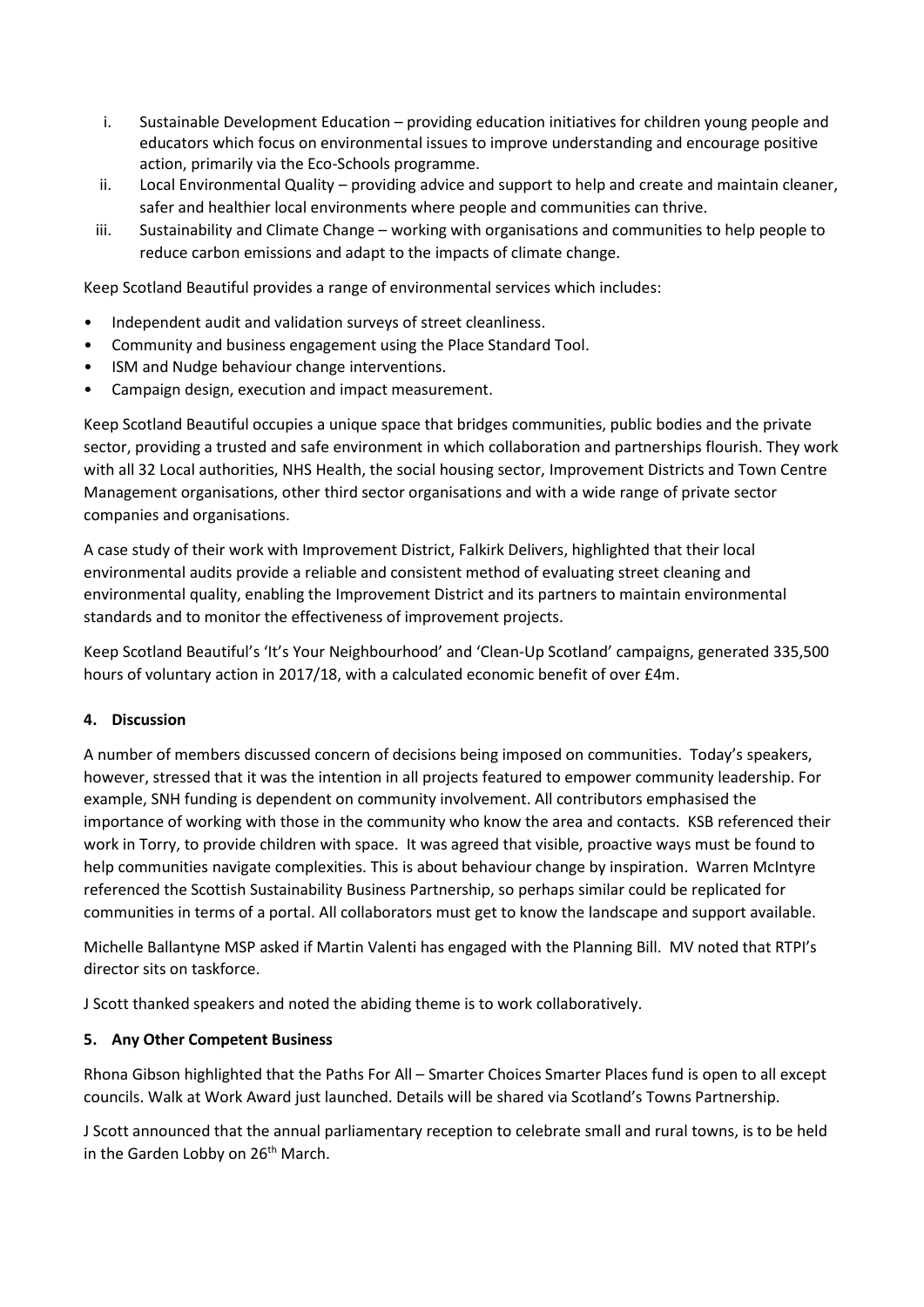i. Sustainable Development Education – providing education initiatives for children young people and educators which focus on environmental issues to improve understanding and encourage positive action, primarily via the Eco-Schools programme.
ii. Local Environmental Quality – providing advice and support to help and create and maintain cleaner, safer and healthier local environments where people and communities can thrive.
iii. Sustainability and Climate Change – working with organisations and communities to help people to reduce carbon emissions and adapt to the impacts of climate change.

Keep Scotland Beautiful provides a range of environmental services which includes:

- Independent audit and validation surveys of street cleanliness.
- Community and business engagement using the Place Standard Tool.
- ISM and Nudge behaviour change interventions.
- Campaign design, execution and impact measurement.

Keep Scotland Beautiful occupies a unique space that bridges communities, public bodies and the private sector, providing a trusted and safe environment in which collaboration and partnerships flourish. They work with all 32 Local authorities, NHS Health, the social housing sector, Improvement Districts and Town Centre Management organisations, other third sector organisations and with a wide range of private sector companies and organisations.

A case study of their work with Improvement District, Falkirk Delivers, highlighted that their local environmental audits provide a reliable and consistent method of evaluating street cleaning and environmental quality, enabling the Improvement District and its partners to maintain environmental standards and to monitor the effectiveness of improvement projects.

Keep Scotland Beautiful's 'It's Your Neighbourhood' and 'Clean-Up Scotland' campaigns, generated 335,500 hours of voluntary action in 2017/18, with a calculated economic benefit of over £4m.

## 4. Discussion

A number of members discussed concern of decisions being imposed on communities. Today's speakers, however, stressed that it was the intention in all projects featured to empower community leadership. For example, SNH funding is dependent on community involvement. All contributors emphasised the importance of working with those in the community who know the area and contacts. KSB referenced their work in Torry, to provide children with space. It was agreed that visible, proactive ways must be found to help communities navigate complexities. This is about behaviour change by inspiration. Warren McIntyre referenced the Scottish Sustainability Business Partnership, so perhaps similar could be replicated for communities in terms of a portal. All collaborators must get to know the landscape and support available.

Michelle Ballantyne MSP asked if Martin Valenti has engaged with the Planning Bill. MV noted that RTPI's director sits on taskforce.

J Scott thanked speakers and noted the abiding theme is to work collaboratively.

## 5. Any Other Competent Business

Rhona Gibson highlighted that the Paths For All – Smarter Choices Smarter Places fund is open to all except councils. Walk at Work Award just launched. Details will be shared via Scotland's Towns Partnership.

J Scott announced that the annual parliamentary reception to celebrate small and rural towns, is to be held in the Garden Lobby on 26th March.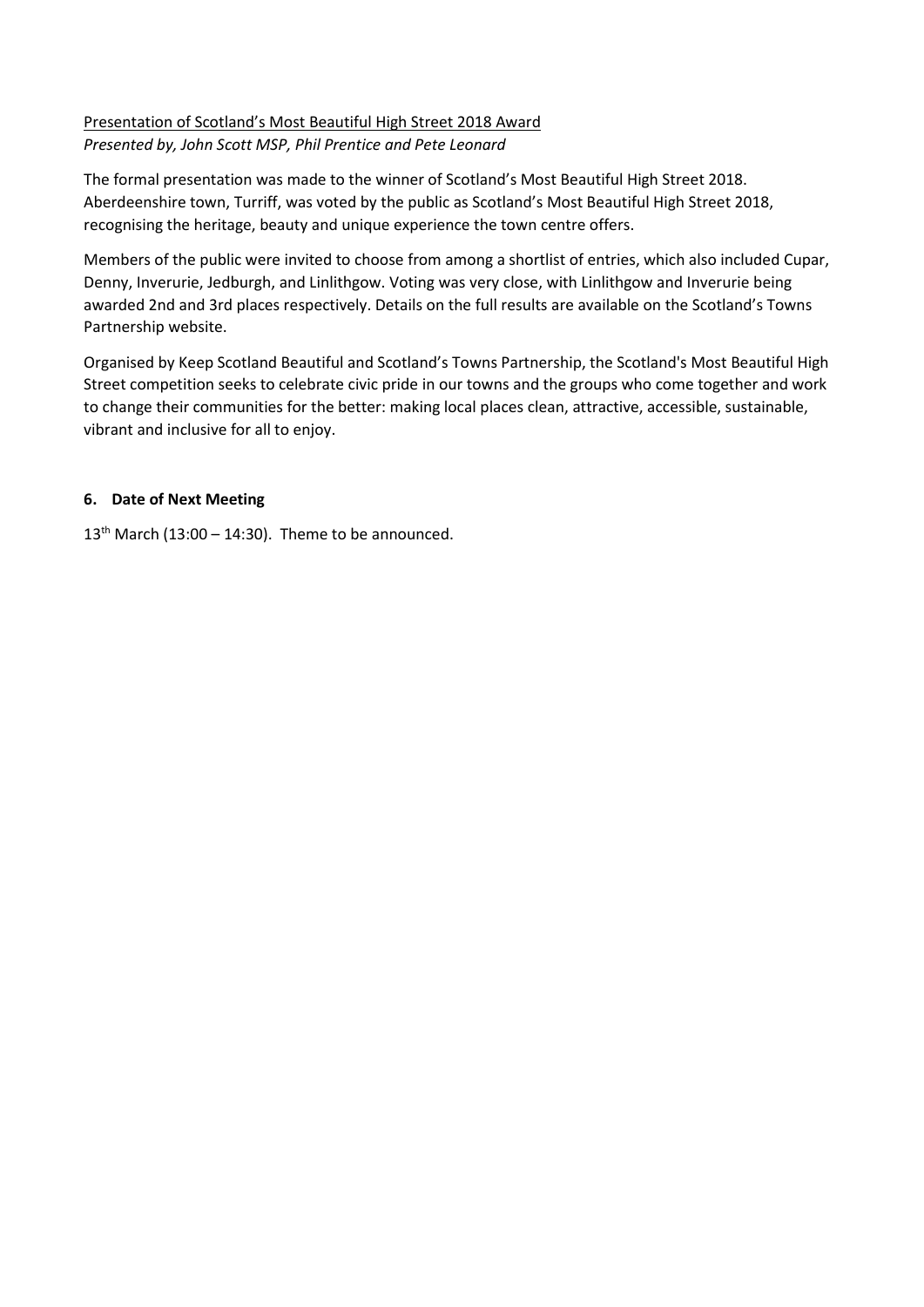<u>Presentation of Scotland's Most Beautiful High Street 2018 Award</u>

*Presented by, John Scott MSP, Phil Prentice and Pete Leonard*

The formal presentation was made to the winner of Scotland's Most Beautiful High Street 2018. Aberdeenshire town, Turriff, was voted by the public as Scotland's Most Beautiful High Street 2018, recognising the heritage, beauty and unique experience the town centre offers.

Members of the public were invited to choose from among a shortlist of entries, which also included Cupar, Denny, Inverurie, Jedburgh, and Linlithgow. Voting was very close, with Linlithgow and Inverurie being awarded 2nd and 3rd places respectively. Details on the full results are available on the Scotland's Towns Partnership website.

Organised by Keep Scotland Beautiful and Scotland's Towns Partnership, the Scotland's Most Beautiful High Street competition seeks to celebrate civic pride in our towns and the groups who come together and work to change their communities for the better: making local places clean, attractive, accessible, sustainable, vibrant and inclusive for all to enjoy.

**6. Date of Next Meeting**

13th March (13:00 – 14:30). Theme to be announced.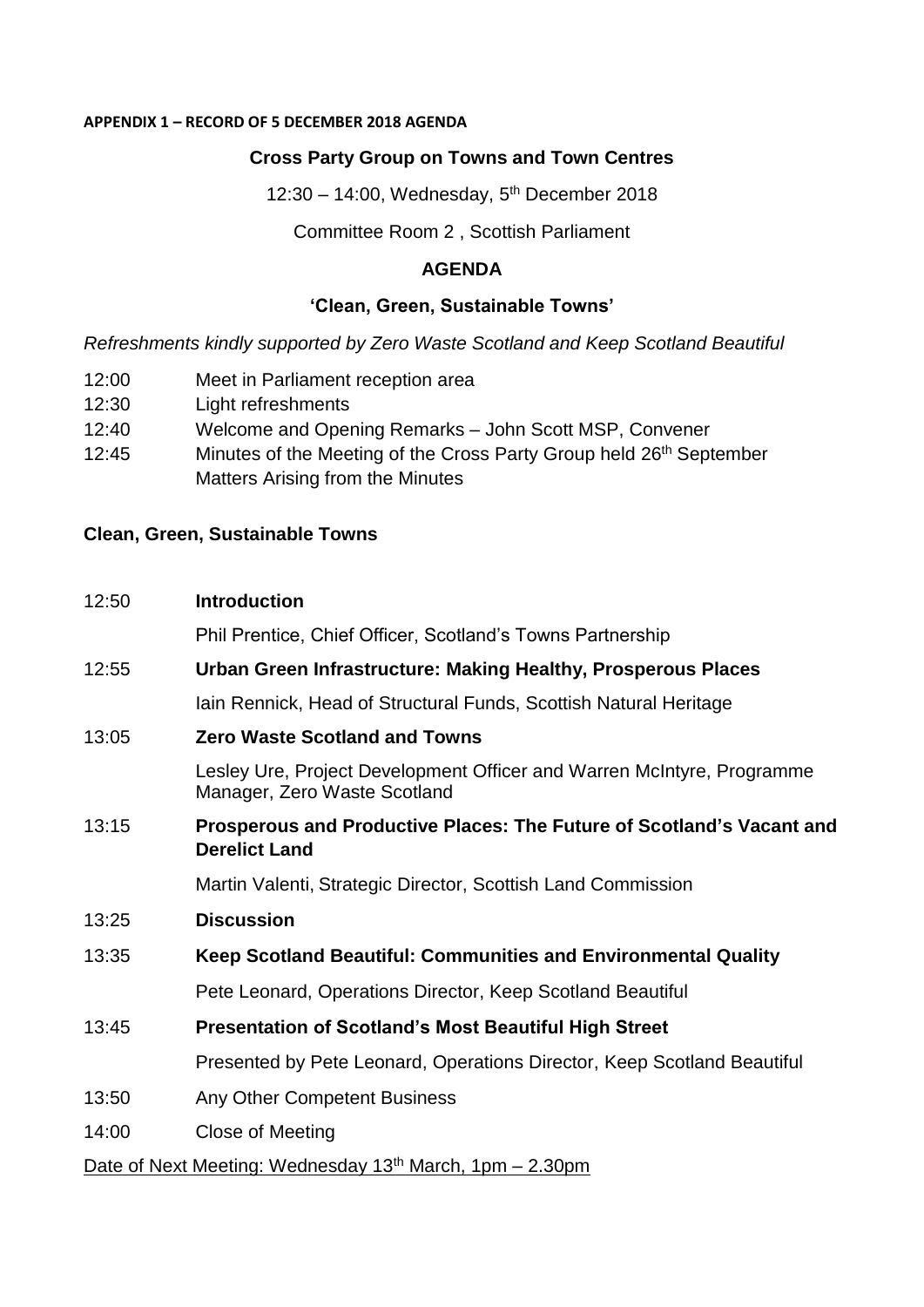**APPENDIX 1 – RECORD OF 5 DECEMBER 2018 AGENDA**

**Cross Party Group on Towns and Town Centres**

12:30 – 14:00, Wednesday, 5th December 2018

Committee Room 2 , Scottish Parliament

**AGENDA**

**'Clean, Green, Sustainable Towns'**

*Refreshments kindly supported by Zero Waste Scotland and Keep Scotland Beautiful*

| | |
|---|---|
| 12:00 | Meet in Parliament reception area |
| 12:30 | Light refreshments |
| 12:40 | Welcome and Opening Remarks – John Scott MSP, Convener |
| 12:45 | Minutes of the Meeting of the Cross Party Group held 26th September<br>Matters Arising from the Minutes |

**Clean, Green, Sustainable Towns**

| | |
|---|---|
| 12:50 | **Introduction**<br>Phil Prentice, Chief Officer, Scotland's Towns Partnership |
| 12:55 | **Urban Green Infrastructure: Making Healthy, Prosperous Places**<br>Iain Rennick, Head of Structural Funds, Scottish Natural Heritage |
| 13:05 | **Zero Waste Scotland and Towns**<br>Lesley Ure, Project Development Officer and Warren McIntyre, Programme Manager, Zero Waste Scotland |
| 13:15 | **Prosperous and Productive Places: The Future of Scotland's Vacant and Derelict Land**<br>Martin Valenti, Strategic Director, Scottish Land Commission |
| 13:25 | **Discussion** |
| 13:35 | **Keep Scotland Beautiful: Communities and Environmental Quality**<br>Pete Leonard, Operations Director, Keep Scotland Beautiful |
| 13:45 | **Presentation of Scotland's Most Beautiful High Street**<br>Presented by Pete Leonard, Operations Director, Keep Scotland Beautiful |
| 13:50 | Any Other Competent Business |
| 14:00 | Close of Meeting |

Date of Next Meeting: Wednesday 13th March, 1pm – 2.30pm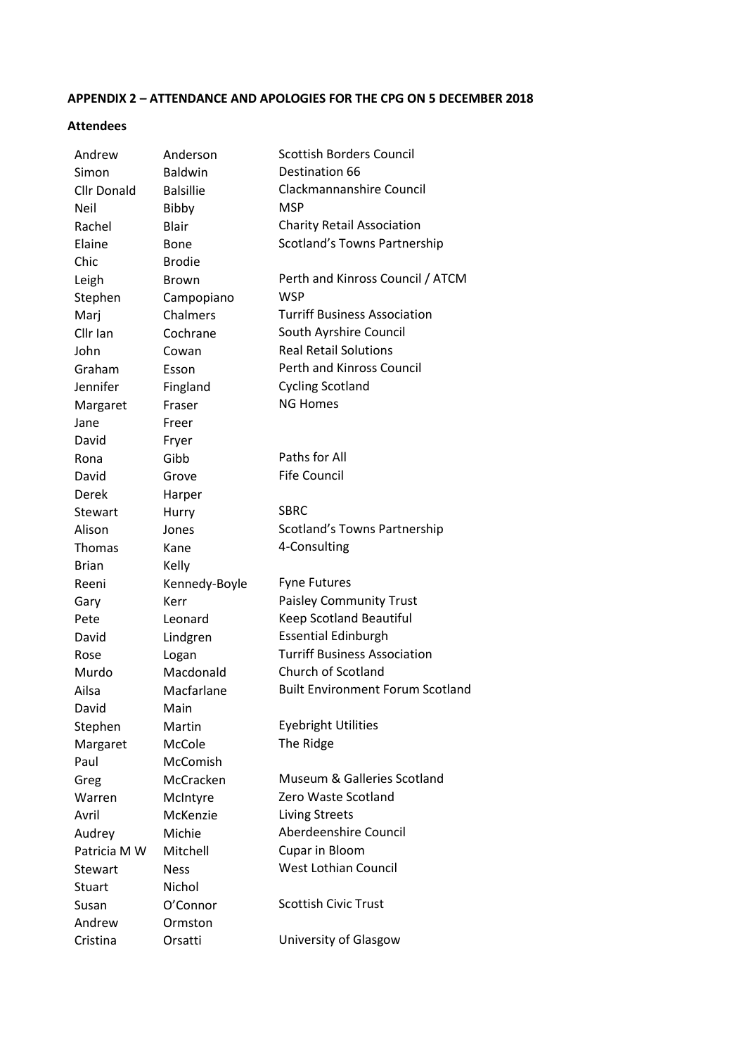**APPENDIX 2 – ATTENDANCE AND APOLOGIES FOR THE CPG ON 5 DECEMBER 2018**

**Attendees**

| | | |
|---|---|---|
| Andrew | Anderson | Scottish Borders Council |
| Simon | Baldwin | Destination 66 |
| Cllr Donald | Balsillie | Clackmannanshire Council |
| Neil | Bibby | MSP |
| Rachel | Blair | Charity Retail Association |
| Elaine | Bone | Scotland's Towns Partnership |
| Chic | Brodie | |
| Leigh | Brown | Perth and Kinross Council / ATCM |
| Stephen | Campopiano | WSP |
| Marj | Chalmers | Turriff Business Association |
| Cllr Ian | Cochrane | South Ayrshire Council |
| John | Cowan | Real Retail Solutions |
| Graham | Esson | Perth and Kinross Council |
| Jennifer | Fingland | Cycling Scotland |
| Margaret | Fraser | NG Homes |
| Jane | Freer | |
| David | Fryer | |
| Rona | Gibb | Paths for All |
| David | Grove | Fife Council |
| Derek | Harper | |
| Stewart | Hurry | SBRC |
| Alison | Jones | Scotland's Towns Partnership |
| Thomas | Kane | 4-Consulting |
| Brian | Kelly | |
| Reeni | Kennedy-Boyle | Fyne Futures |
| Gary | Kerr | Paisley Community Trust |
| Pete | Leonard | Keep Scotland Beautiful |
| David | Lindgren | Essential Edinburgh |
| Rose | Logan | Turriff Business Association |
| Murdo | Macdonald | Church of Scotland |
| Ailsa | Macfarlane | Built Environment Forum Scotland |
| David | Main | |
| Stephen | Martin | Eyebright Utilities |
| Margaret | McCole | The Ridge |
| Paul | McComish | |
| Greg | McCracken | Museum & Galleries Scotland |
| Warren | McIntyre | Zero Waste Scotland |
| Avril | McKenzie | Living Streets |
| Audrey | Michie | Aberdeenshire Council |
| Patricia M W | Mitchell | Cupar in Bloom |
| Stewart | Ness | West Lothian Council |
| Stuart | Nichol | |
| Susan | O'Connor | Scottish Civic Trust |
| Andrew | Ormston | |
| Cristina | Orsatti | University of Glasgow |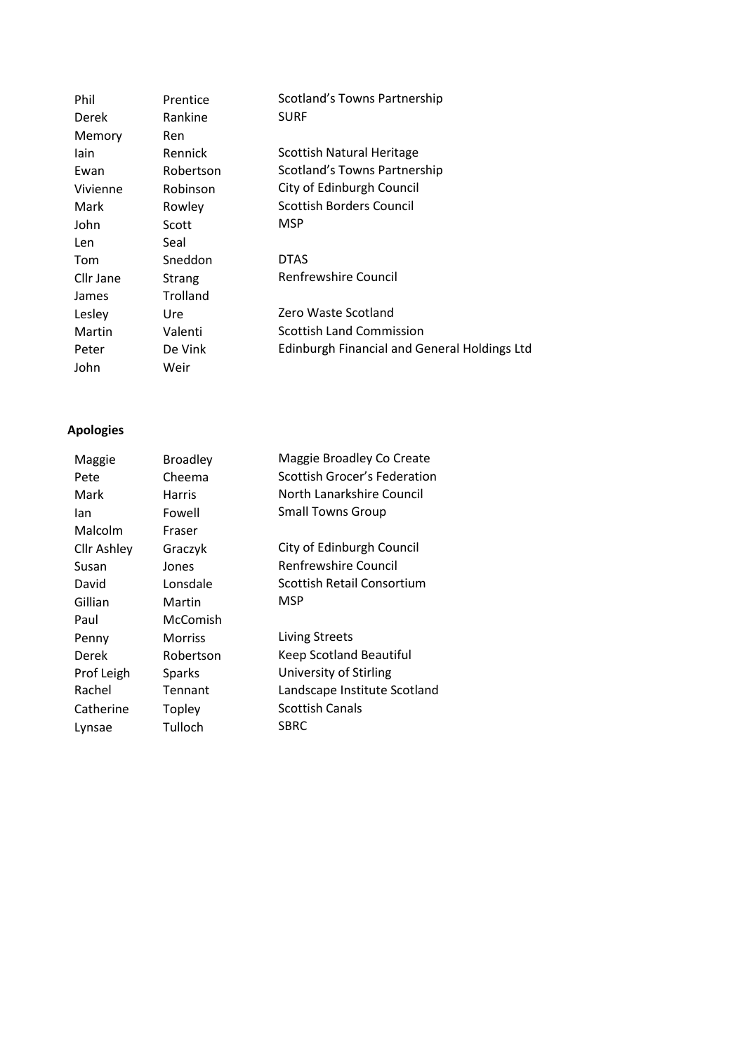| | | |
|---|---|---|
| Phil | Prentice | Scotland's Towns Partnership |
| Derek | Rankine | SURF |
| Memory | Ren | |
| Iain | Rennick | Scottish Natural Heritage |
| Ewan | Robertson | Scotland's Towns Partnership |
| Vivienne | Robinson | City of Edinburgh Council |
| Mark | Rowley | Scottish Borders Council |
| John | Scott | MSP |
| Len | Seal | |
| Tom | Sneddon | DTAS |
| Cllr Jane | Strang | Renfrewshire Council |
| James | Trolland | |
| Lesley | Ure | Zero Waste Scotland |
| Martin | Valenti | Scottish Land Commission |
| Peter | De Vink | Edinburgh Financial and General Holdings Ltd |
| John | Weir | |

**Apologies**

| | | |
|---|---|---|
| Maggie | Broadley | Maggie Broadley Co Create |
| Pete | Cheema | Scottish Grocer's Federation |
| Mark | Harris | North Lanarkshire Council |
| Ian | Fowell | Small Towns Group |
| Malcolm | Fraser | |
| Cllr Ashley | Graczyk | City of Edinburgh Council |
| Susan | Jones | Renfrewshire Council |
| David | Lonsdale | Scottish Retail Consortium |
| Gillian | Martin | MSP |
| Paul | McComish | |
| Penny | Morriss | Living Streets |
| Derek | Robertson | Keep Scotland Beautiful |
| Prof Leigh | Sparks | University of Stirling |
| Rachel | Tennant | Landscape Institute Scotland |
| Catherine | Topley | Scottish Canals |
| Lynsae | Tulloch | SBRC |